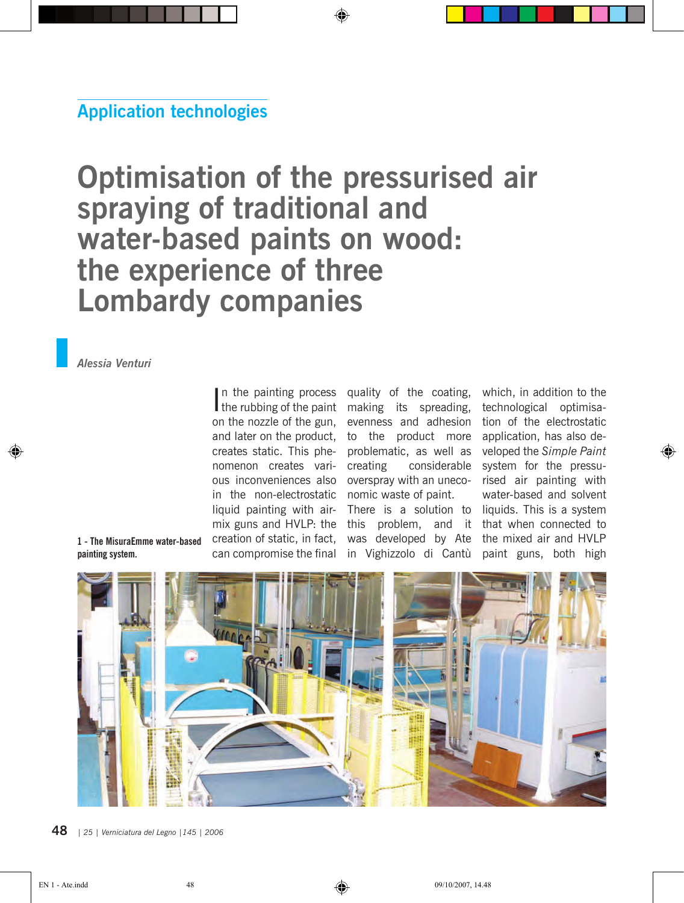Application technologies

# Optimisation of the pressurised air spraying of traditional and water-based paints on wood: the experience of three Lombardy companies

*Alessia Venturi*

In the painting process the rubbing of the paint on the nozzle of the gun, and later on the product, creates static. This phenomenon creates various inconveniences also in the non-electrostatic liquid painting with airmix guns and HVLP: the creation of static, in fact, can compromise the final quality of the coating, making its spreading, evenness and adhesion to the product more problematic, as well as creating considerable overspray with an uneconomic waste of paint.

There is a solution to this problem, and it was developed by Ate in Vighizzolo di Cantù which, in addition to the technological optimisation of the electrostatic application, has also developed the *Simple Paint* system for the pressurised air painting with water-based and solvent liquids. This is a system that when connected to the mixed air and HVLP paint guns, both high

1 - The MisuraEmme water-based painting system.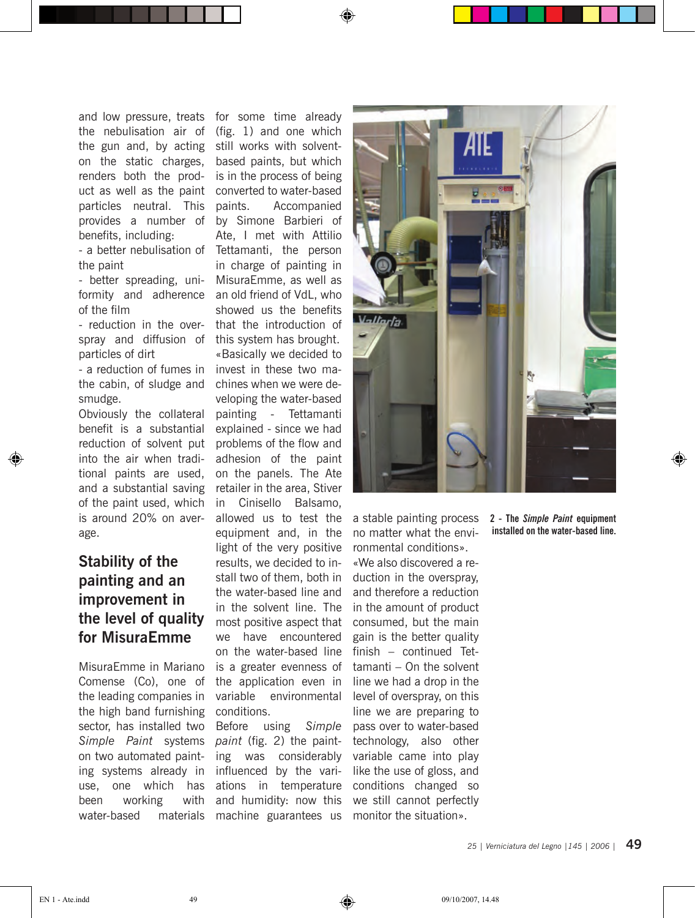and low pressure, treats the nebulisation air of the gun and, by acting on the static charges, renders both the product as well as the paint particles neutral. This provides a number of benefits, including:

- a better nebulisation of the paint
- better spreading, uniformity and adherence of the film
- reduction in the overspray and diffusion of particles of dirt
- a reduction of fumes in the cabin, of sludge and smudge.

Obviously the collateral benefit is a substantial reduction of solvent put into the air when traditional paints are used, and a substantial saving of the paint used, which is around 20% on average.

## Stability of the painting and an improvement in the level of quality for MisuraEmme

MisuraEmme in Mariano Comense (Co), one of the leading companies in the high band furnishing sector, has installed two *Simple Paint* systems on two automated painting systems already in use, one which has been working with water-based materials for some time already (fig. 1) and one which still works with solvent-based paints, but which is in the process of being converted to water-based paints. Accompanied by Simone Barbieri of Ate, I met with Attilio Tettamanti, the person in charge of painting in MisuraEmme, as well as an old friend of VdL, who showed us the benefits that the introduction of this system has brought.

«Basically we decided to invest in these two machines when we were developing the water-based painting - Tettamanti explained - since we had problems of the flow and adhesion of the paint on the panels. The Ate retailer in the area, Stiver in Cinisello Balsamo, allowed us to test the equipment and, in the light of the very positive results, we decided to install two of them, both in the water-based line and in the solvent line. The most positive aspect that we have encountered on the water-based line is a greater evenness of the application even in variable environmental conditions. Before using *Simple paint* (fig. 2) the painting was considerably influenced by the variations in temperature and humidity: now this machine guarantees us a stable painting process no matter what the environmental conditions».

«We also discovered a reduction in the overspray, and therefore a reduction in the amount of product consumed, but the main gain is the better quality finish – continued Tettamanti – On the solvent line we had a drop in the level of overspray, on this line we are preparing to pass over to water-based technology, also other variable came into play like the use of gloss, and conditions changed so we still cannot perfectly monitor the situation».

**2 - The *Simple Paint* equipment installed on the water-based line.**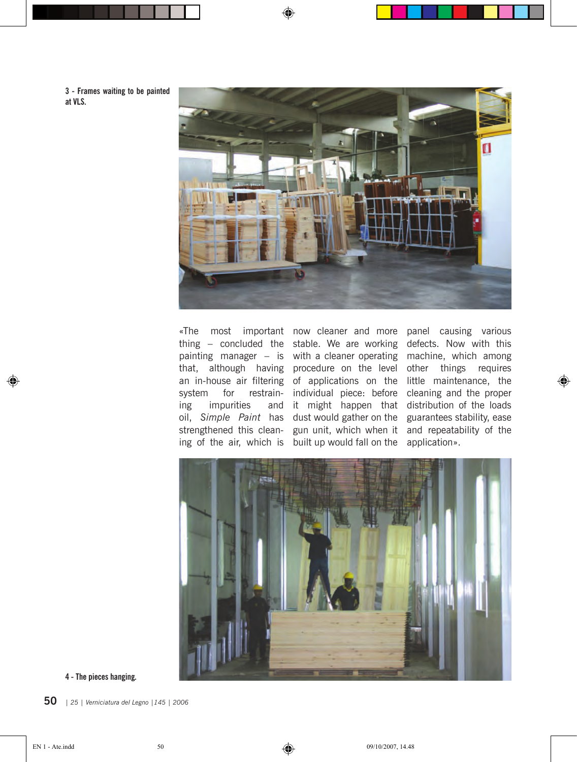3 - Frames waiting to be painted at VLS.

«The most important thing – concluded the painting manager – is that, although having an in-house air filtering system for restraining impurities and oil, *Simple Paint* has strengthened this cleaning of the air, which is now cleaner and more stable. We are working with a cleaner operating procedure on the level of applications on the individual piece: before it might happen that dust would gather on the gun unit, which when it built up would fall on the panel causing various defects. Now with this machine, which among other things requires little maintenance, the cleaning and the proper distribution of the loads guarantees stability, ease and repeatability of the application».

4 - The pieces hanging.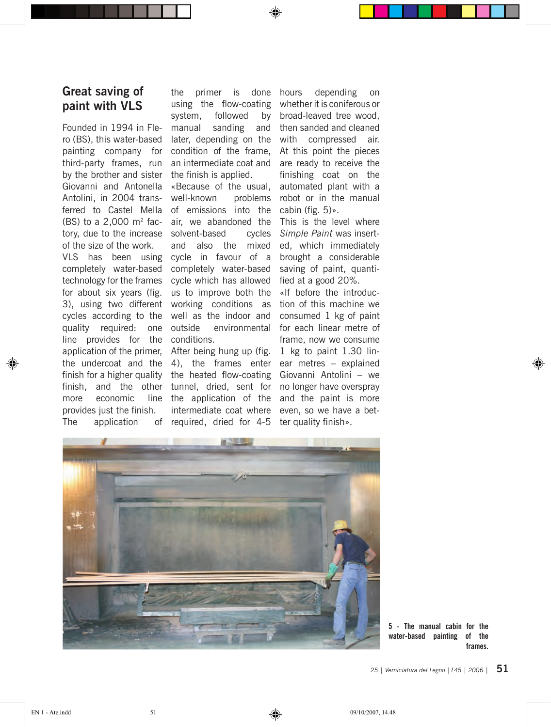## Great saving of paint with VLS

Founded in 1994 in Flero (BS), this water-based painting company for third-party frames, run by the brother and sister Giovanni and Antonella Antolini, in 2004 transferred to Castel Mella (BS) to a 2,000 m² factory, due to the increase of the size of the work.

VLS has been using completely water-based technology for the frames for about six years (fig. 3), using two different cycles according to the quality required: one line provides for the application of the primer, the undercoat and the finish for a higher quality finish, and the other more economic line provides just the finish.

The application of the primer is done using the flow-coating system, followed by manual sanding and later, depending on the condition of the frame, an intermediate coat and the finish is applied.

«Because of the usual, well-known problems of emissions into the air, we abandoned the solvent-based cycles and also the mixed cycle in favour of a completely water-based cycle which has allowed us to improve both the working conditions as well as the indoor and outside environmental conditions.

After being hung up (fig. 4), the frames enter the heated flow-coating tunnel, dried, sent for the application of the intermediate coat where required, dried for 4-5 hours depending on whether it is coniferous or broad-leaved tree wood, then sanded and cleaned with compressed air. At this point the pieces are ready to receive the finishing coat on the automated plant with a robot or in the manual cabin (fig. 5)».

This is the level where *Simple Paint* was inserted, which immediately brought a considerable saving of paint, quantified at a good 20%.

«If before the introduction of this machine we consumed 1 kg of paint for each linear metre of frame, now we consume 1 kg to paint 1.30 linear metres – explained Giovanni Antolini – we no longer have overspray and the paint is more even, so we have a better quality finish».

**5 - The manual cabin for the water-based painting of the frames.**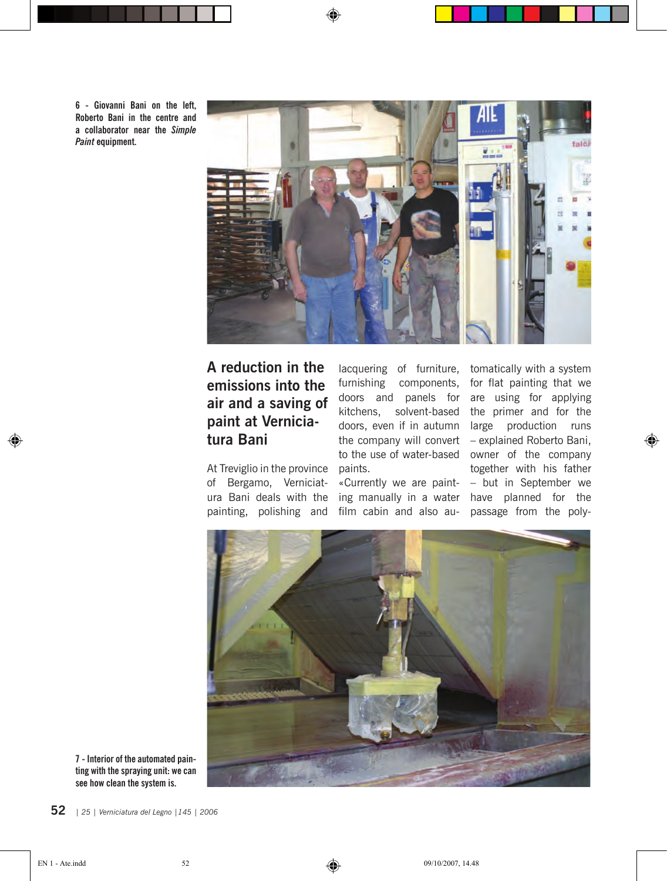6 - Giovanni Bani on the left, Roberto Bani in the centre and a collaborator near the *Simple Paint* equipment.

## A reduction in the emissions into the air and a saving of paint at Verniciatura Bani

At Treviglio in the province of Bergamo, Verniciatura Bani deals with the painting, polishing and lacquering of furniture, furnishing components, doors and panels for kitchens, solvent-based doors, even if in autumn the company will convert to the use of water-based paints.

«Currently we are painting manually in a water film cabin and also automatically with a system for flat painting that we are using for applying the primer and for the large production runs – explained Roberto Bani, owner of the company together with his father – but in September we have planned for the passage from the poly-

7 - Interior of the automated painting with the spraying unit: we can see how clean the system is.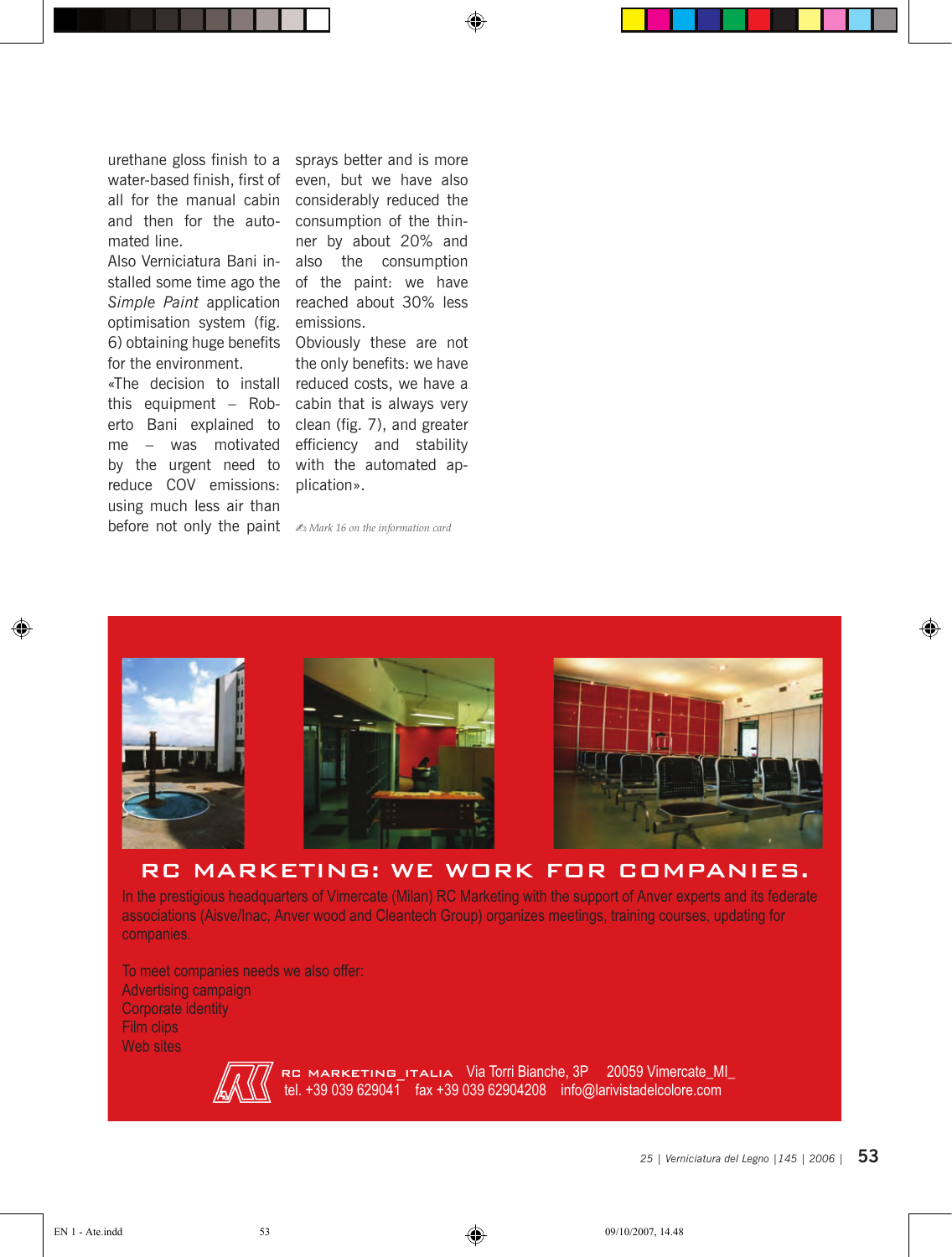urethane gloss finish to a water-based finish, first of all for the manual cabin and then for the automated line.

Also Verniciatura Bani installed some time ago the *Simple Paint* application optimisation system (fig. 6) obtaining huge benefits for the environment.

«The decision to install this equipment – Roberto Bani explained to me – was motivated by the urgent need to reduce COV emissions: using much less air than before not only the paint sprays better and is more even, but we have also considerably reduced the consumption of the thinner by about 20% and also the consumption of the paint: we have reached about 30% less emissions.

Obviously these are not the only benefits: we have reduced costs, we have a cabin that is always very clean (fig. 7), and greater efficiency and stability with the automated application».

*✍ Mark 16 on the information card*

## RC MARKETING: WE WORK FOR COMPANIES.

In the prestigious headquarters of Vimercate (Milan) RC Marketing with the support of Anver experts and its federate associations (Aisve/Inac, Anver wood and Cleantech Group) organizes meetings, training courses, updating for companies.

To meet companies needs we also offer:
Advertising campaign
Corporate identity
Film clips
Web sites

RC MARKETING_ITALIA Via Torri Bianche, 3P 20059 Vimercate_MI_
tel. +39 039 629041 fax +39 039 62904208 info@larivistadelcolore.com